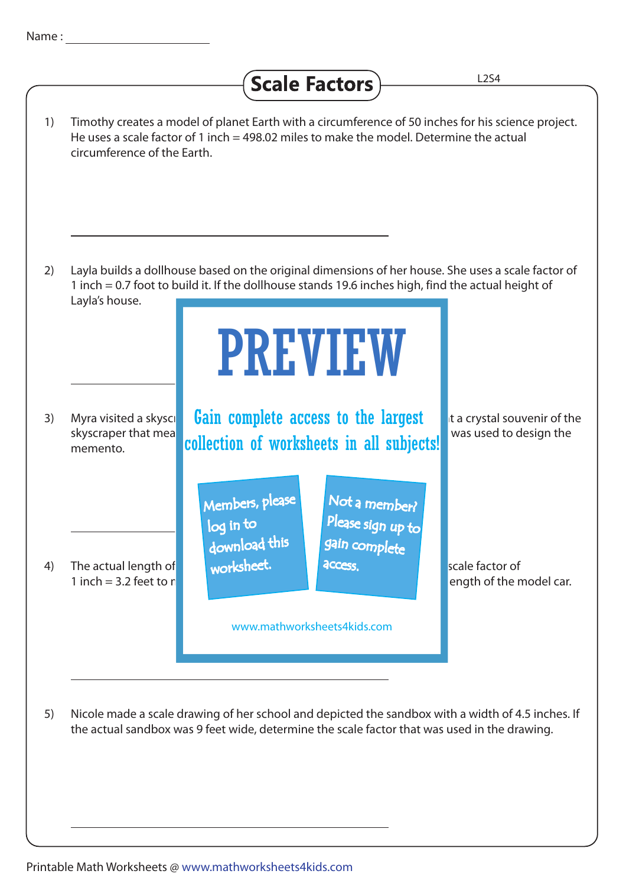Name :

# Scale Factors

L2S4

1) Timothy creates a model of planet Earth with a circumference of 50 inches for his science project. He uses a scale factor of 1 inch = 498.02 miles to make the model. Determine the actual circumference of the Earth.

______________________________

2) Layla builds a dollhouse based on the original dimensions of her house. She uses a scale factor of 1 inch = 0.7 foot to build it. If the dollhouse stands 19.6 inches high, find the actual height of Layla's house.

______________________________

3) Myra visited a skyscr... t a crystal souvenir of the skyscraper that mea... was used to design the memento.

______________________________

4) The actual length of ... scale factor of 1 inch = 3.2 feet to r... ength of the model car.

______________________________

PREVIEW

Gain complete access to the largest collection of worksheets in all subjects!

Members, please log in to download this worksheet.

Not a member? Please sign up to gain complete access.

www.mathworksheets4kids.com

5) Nicole made a scale drawing of her school and depicted the sandbox with a width of 4.5 inches. If the actual sandbox was 9 feet wide, determine the scale factor that was used in the drawing.

______________________________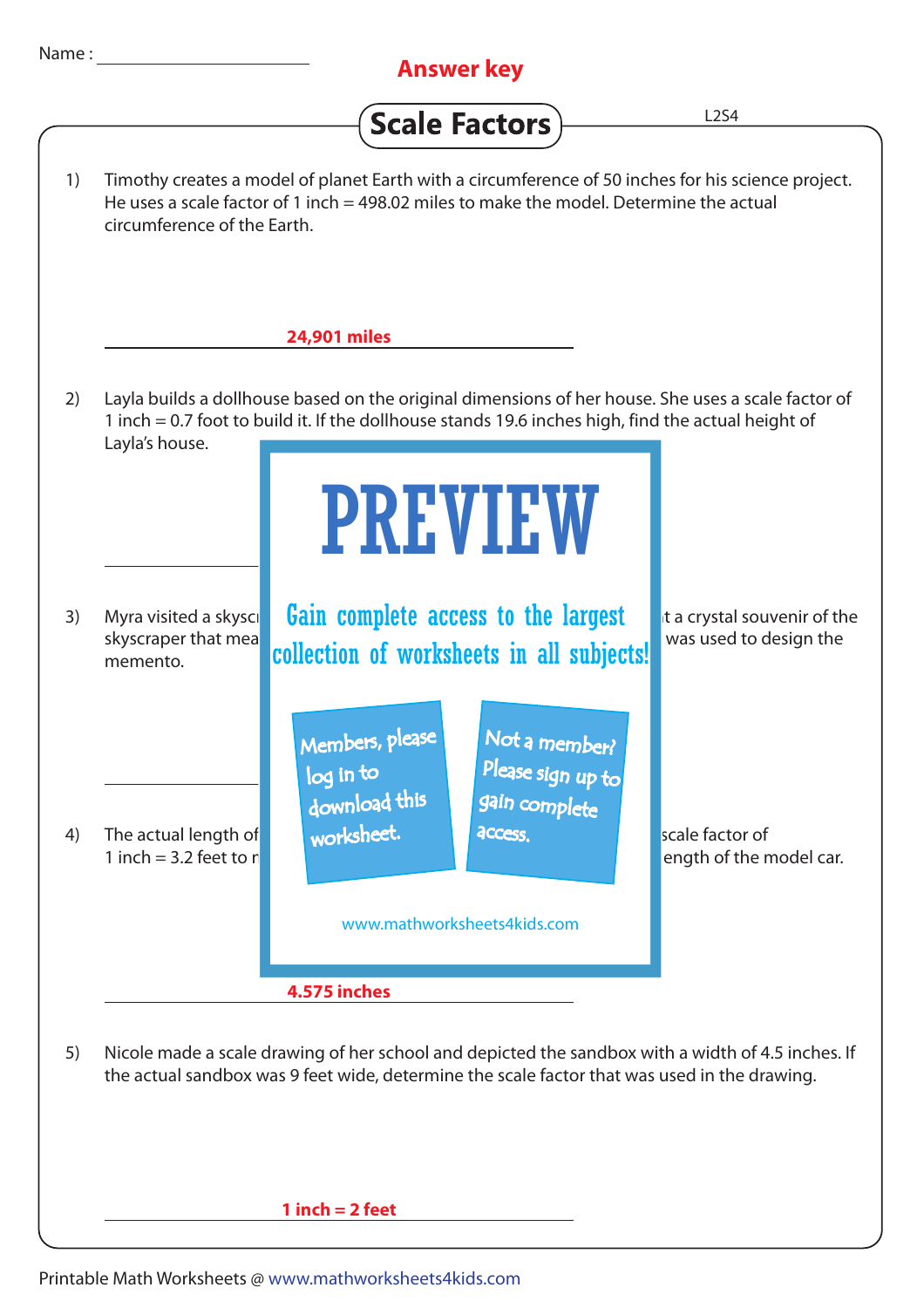Name :

**Answer key**

# Scale Factors

L2S4

1) Timothy creates a model of planet Earth with a circumference of 50 inches for his science project. He uses a scale factor of 1 inch = 498.02 miles to make the model. Determine the actual circumference of the Earth.

**24,901 miles**

2) Layla builds a dollhouse based on the original dimensions of her house. She uses a scale factor of 1 inch = 0.7 foot to build it. If the dollhouse stands 19.6 inches high, find the actual height of Layla's house.

3) Myra visited a skyscr ... t a crystal souvenir of the skyscraper that mea ... was used to design the memento.

PREVIEW

Gain complete access to the largest collection of worksheets in all subjects!

Members, please log in to download this worksheet.

Not a member? Please sign up to gain complete access.

www.mathworksheets4kids.com

4) The actual length of ... scale factor of 1 inch = 3.2 feet to r ... ength of the model car.

**4.575 inches**

5) Nicole made a scale drawing of her school and depicted the sandbox with a width of 4.5 inches. If the actual sandbox was 9 feet wide, determine the scale factor that was used in the drawing.

**1 inch = 2 feet**

Printable Math Worksheets @ www.mathworksheets4kids.com